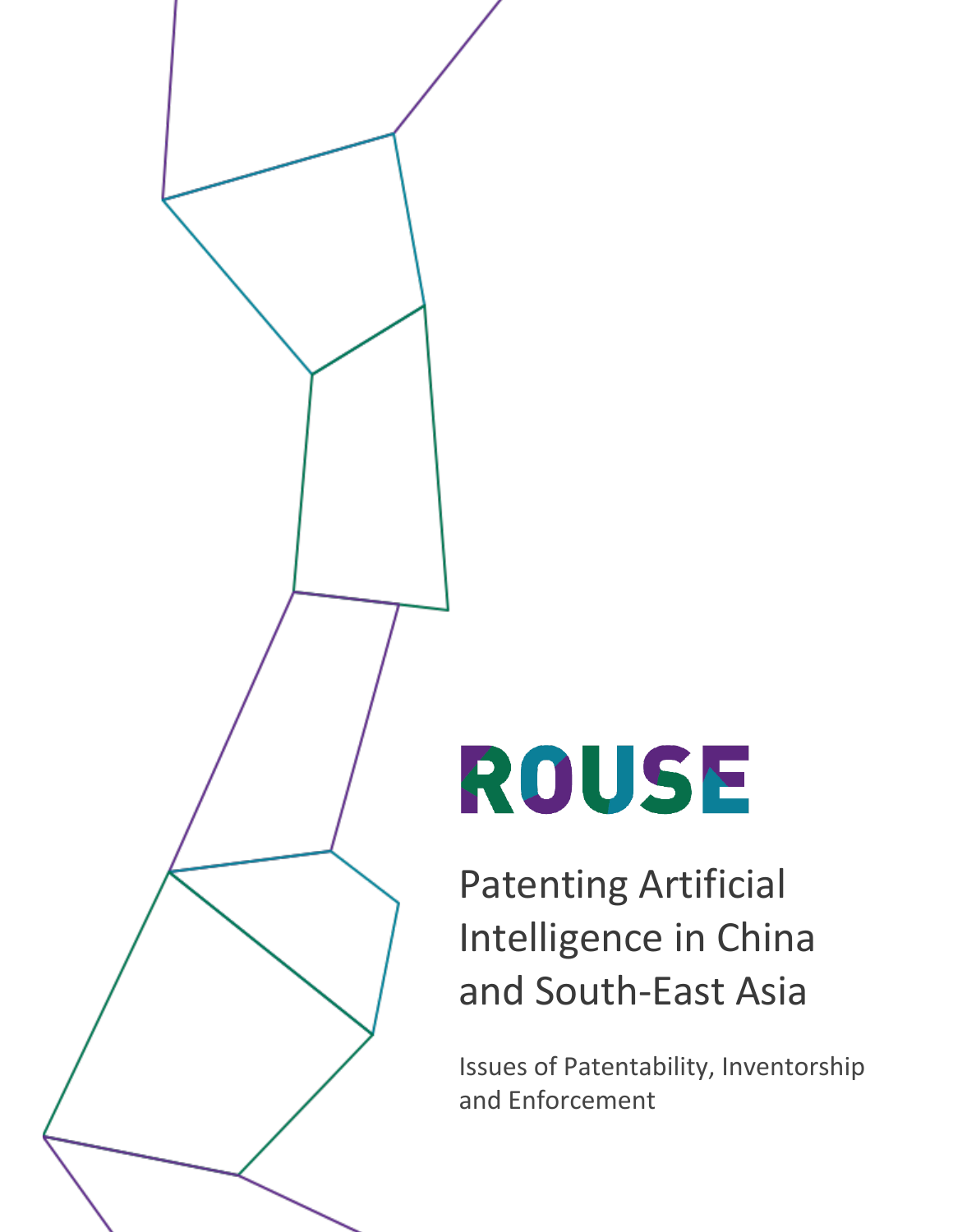ROUSE

# Patenting Artificial Intelligence in China and South-East Asia

Issues of Patentability, Inventorship and Enforcement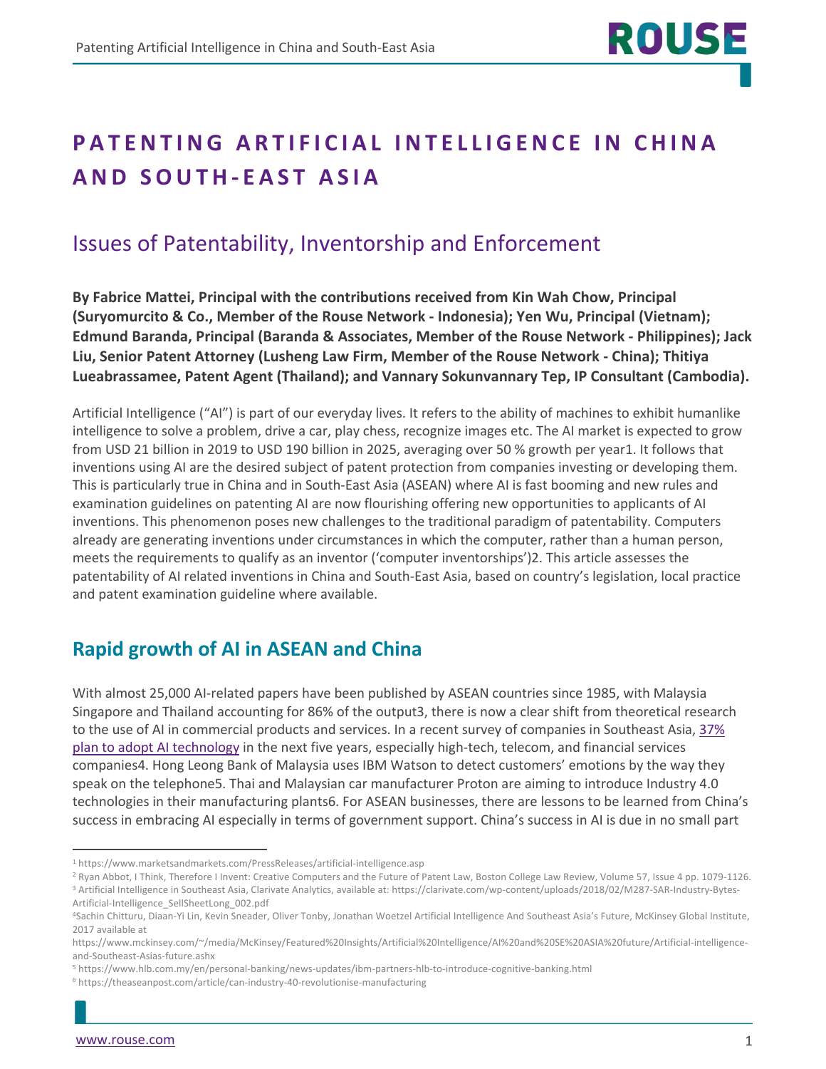# PATENTING ARTIFICIAL INTELLIGENCE IN CHINA AND SOUTH-EAST ASIA

## Issues of Patentability, Inventorship and Enforcement

**By Fabrice Mattei, Principal with the contributions received from Kin Wah Chow, Principal (Suryomurcito & Co., Member of the Rouse Network - Indonesia); Yen Wu, Principal (Vietnam); Edmund Baranda, Principal (Baranda & Associates, Member of the Rouse Network - Philippines); Jack Liu, Senior Patent Attorney (Lusheng Law Firm, Member of the Rouse Network - China); Thitiya Lueabrassamee, Patent Agent (Thailand); and Vannary Sokunvannary Tep, IP Consultant (Cambodia).**

Artificial Intelligence ("AI") is part of our everyday lives. It refers to the ability of machines to exhibit humanlike intelligence to solve a problem, drive a car, play chess, recognize images etc. The AI market is expected to grow from USD 21 billion in 2019 to USD 190 billion in 2025, averaging over 50 % growth per year[1]. It follows that inventions using AI are the desired subject of patent protection from companies investing or developing them. This is particularly true in China and in South-East Asia (ASEAN) where AI is fast booming and new rules and examination guidelines on patenting AI are now flourishing offering new opportunities to applicants of AI inventions. This phenomenon poses new challenges to the traditional paradigm of patentability. Computers already are generating inventions under circumstances in which the computer, rather than a human person, meets the requirements to qualify as an inventor ('computer inventorships')[2]. This article assesses the patentability of AI related inventions in China and South-East Asia, based on country's legislation, local practice and patent examination guideline where available.

## Rapid growth of AI in ASEAN and China

With almost 25,000 AI-related papers have been published by ASEAN countries since 1985, with Malaysia Singapore and Thailand accounting for 86% of the output[3], there is now a clear shift from theoretical research to the use of AI in commercial products and services. In a recent survey of companies in Southeast Asia, 37% plan to adopt AI technology in the next five years, especially high-tech, telecom, and financial services companies[4]. Hong Leong Bank of Malaysia uses IBM Watson to detect customers' emotions by the way they speak on the telephone[5]. Thai and Malaysian car manufacturer Proton are aiming to introduce Industry 4.0 technologies in their manufacturing plants[6]. For ASEAN businesses, there are lessons to be learned from China's success in embracing AI especially in terms of government support. China's success in AI is due in no small part

---

[1] https://www.marketsandmarkets.com/PressReleases/artificial-intelligence.asp

[2] Ryan Abbot, I Think, Therefore I Invent: Creative Computers and the Future of Patent Law, Boston College Law Review, Volume 57, Issue 4 pp. 1079-1126.

[3] Artificial Intelligence in Southeast Asia, Clarivate Analytics, available at: https://clarivate.com/wp-content/uploads/2018/02/M287-SAR-Industry-Bytes-Artificial-Intelligence_SellSheetLong_002.pdf

[4] Sachin Chitturu, Diaan-Yi Lin, Kevin Sneader, Oliver Tonby, Jonathan Woetzel Artificial Intelligence And Southeast Asia's Future, McKinsey Global Institute, 2017 available at https://www.mckinsey.com/~/media/McKinsey/Featured%20Insights/Artificial%20Intelligence/AI%20and%20SE%20ASIA%20future/Artificial-intelligence-and-Southeast-Asias-future.ashx

[5] https://www.hlb.com.my/en/personal-banking/news-updates/ibm-partners-hlb-to-introduce-cognitive-banking.html

[6] https://theaseanpost.com/article/can-industry-40-revolutionise-manufacturing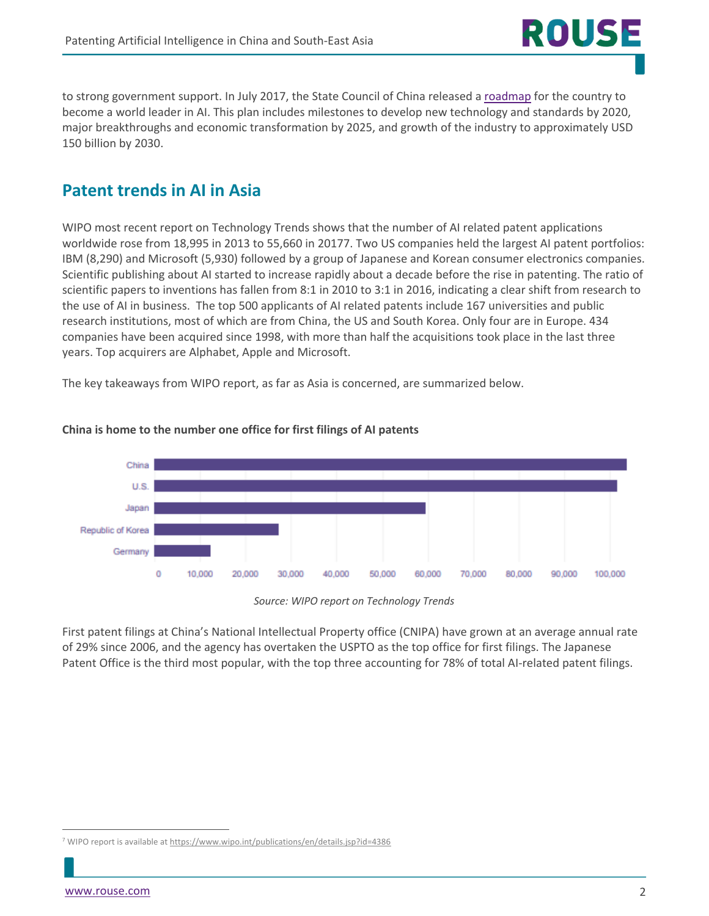to strong government support. In July 2017, the State Council of China released a roadmap for the country to become a world leader in AI. This plan includes milestones to develop new technology and standards by 2020, major breakthroughs and economic transformation by 2025, and growth of the industry to approximately USD 150 billion by 2030.

## Patent trends in AI in Asia

WIPO most recent report on Technology Trends shows that the number of AI related patent applications worldwide rose from 18,995 in 2013 to 55,660 in 2017[7]. Two US companies held the largest AI patent portfolios: IBM (8,290) and Microsoft (5,930) followed by a group of Japanese and Korean consumer electronics companies. Scientific publishing about AI started to increase rapidly about a decade before the rise in patenting. The ratio of scientific papers to inventions has fallen from 8:1 in 2010 to 3:1 in 2016, indicating a clear shift from research to the use of AI in business. The top 500 applicants of AI related patents include 167 universities and public research institutions, most of which are from China, the US and South Korea. Only four are in Europe. 434 companies have been acquired since 1998, with more than half the acquisitions took place in the last three years. Top acquirers are Alphabet, Apple and Microsoft.

The key takeaways from WIPO report, as far as Asia is concerned, are summarized below.

**China is home to the number one office for first filings of AI patents**

*Source: WIPO report on Technology Trends*

First patent filings at China's National Intellectual Property office (CNIPA) have grown at an average annual rate of 29% since 2006, and the agency has overtaken the USPTO as the top office for first filings. The Japanese Patent Office is the third most popular, with the top three accounting for 78% of total AI-related patent filings.

[7] WIPO report is available at https://www.wipo.int/publications/en/details.jsp?id=4386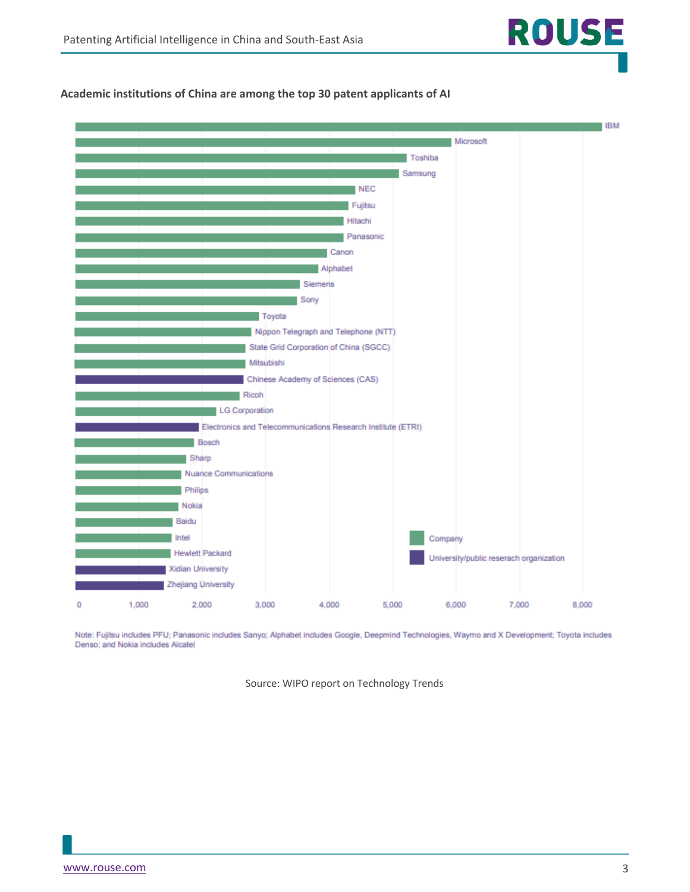**Academic institutions of China are among the top 30 patent applicants of AI**

| Applicant | Type |
|---|---|
| IBM | Company |
| Microsoft | Company |
| Toshiba | Company |
| Samsung | Company |
| NEC | Company |
| Fujitsu | Company |
| Hitachi | Company |
| Panasonic | Company |
| Canon | Company |
| Alphabet | Company |
| Siemens | Company |
| Sony | Company |
| Toyota | Company |
| Nippon Telegraph and Telephone (NTT) | Company |
| State Grid Corporation of China (SGCC) | Company |
| Mitsubishi | Company |
| Chinese Academy of Sciences (CAS) | University/public reserach organization |
| Ricoh | Company |
| LG Corporation | Company |
| Electronics and Telecommunications Research Institute (ETRI) | University/public reserach organization |
| Bosch | Company |
| Sharp | Company |
| Nuance Communications | Company |
| Philips | Company |
| Nokia | Company |
| Baidu | Company |
| Intel | Company |
| Hewlett Packard | Company |
| Xidian University | University/public reserach organization |
| Zhejiang University | University/public reserach organization |

Note: Fujitsu includes PFU; Panasonic includes Sanyo; Alphabet includes Google, Deepmind Technologies, Waymo and X Development; Toyota includes Denso; and Nokia includes Alcatel

Source: WIPO report on Technology Trends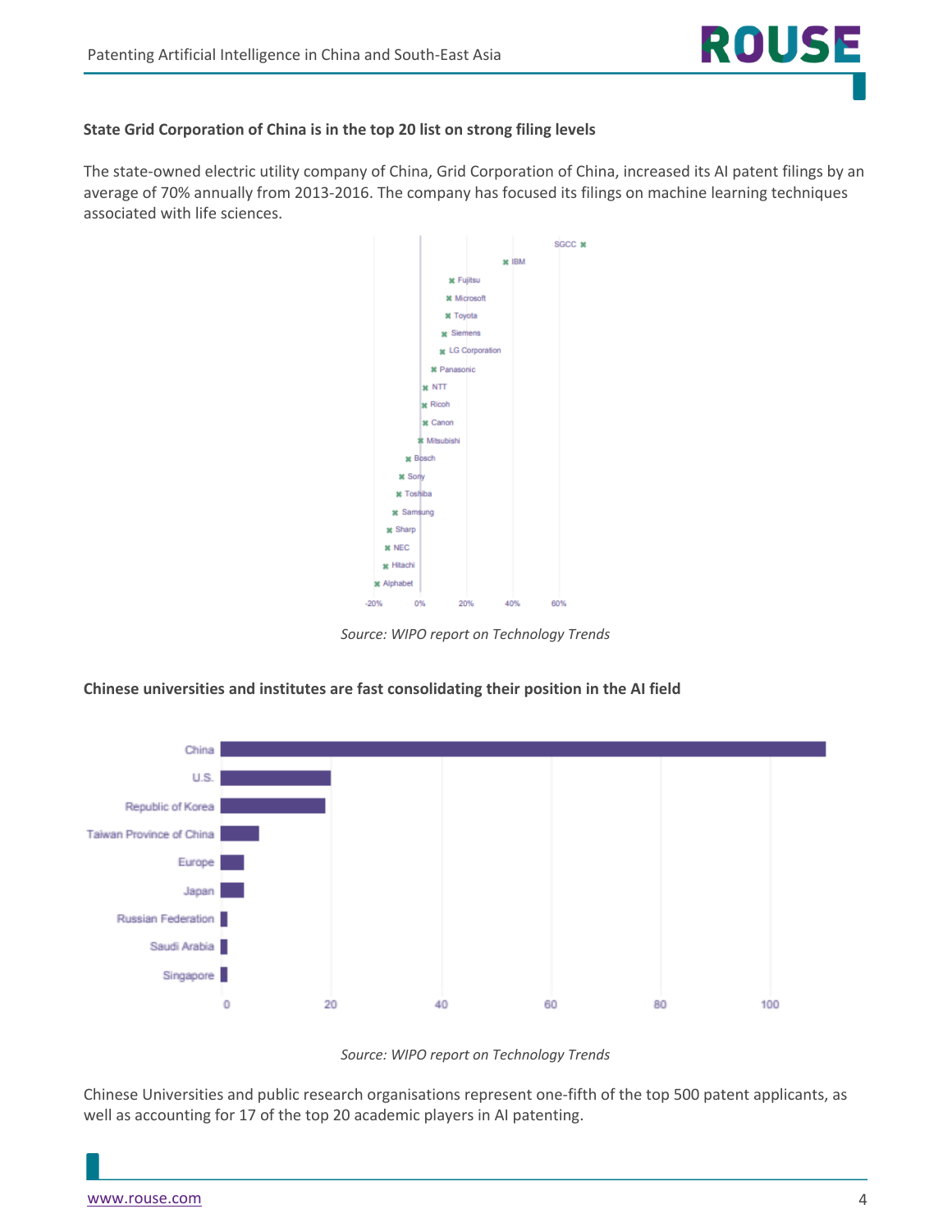### State Grid Corporation of China is in the top 20 list on strong filing levels

The state-owned electric utility company of China, Grid Corporation of China, increased its AI patent filings by an average of 70% annually from 2013-2016. The company has focused its filings on machine learning techniques associated with life sciences.

*Source: WIPO report on Technology Trends*

### Chinese universities and institutes are fast consolidating their position in the AI field

*Source: WIPO report on Technology Trends*

Chinese Universities and public research organisations represent one-fifth of the top 500 patent applicants, as well as accounting for 17 of the top 20 academic players in AI patenting.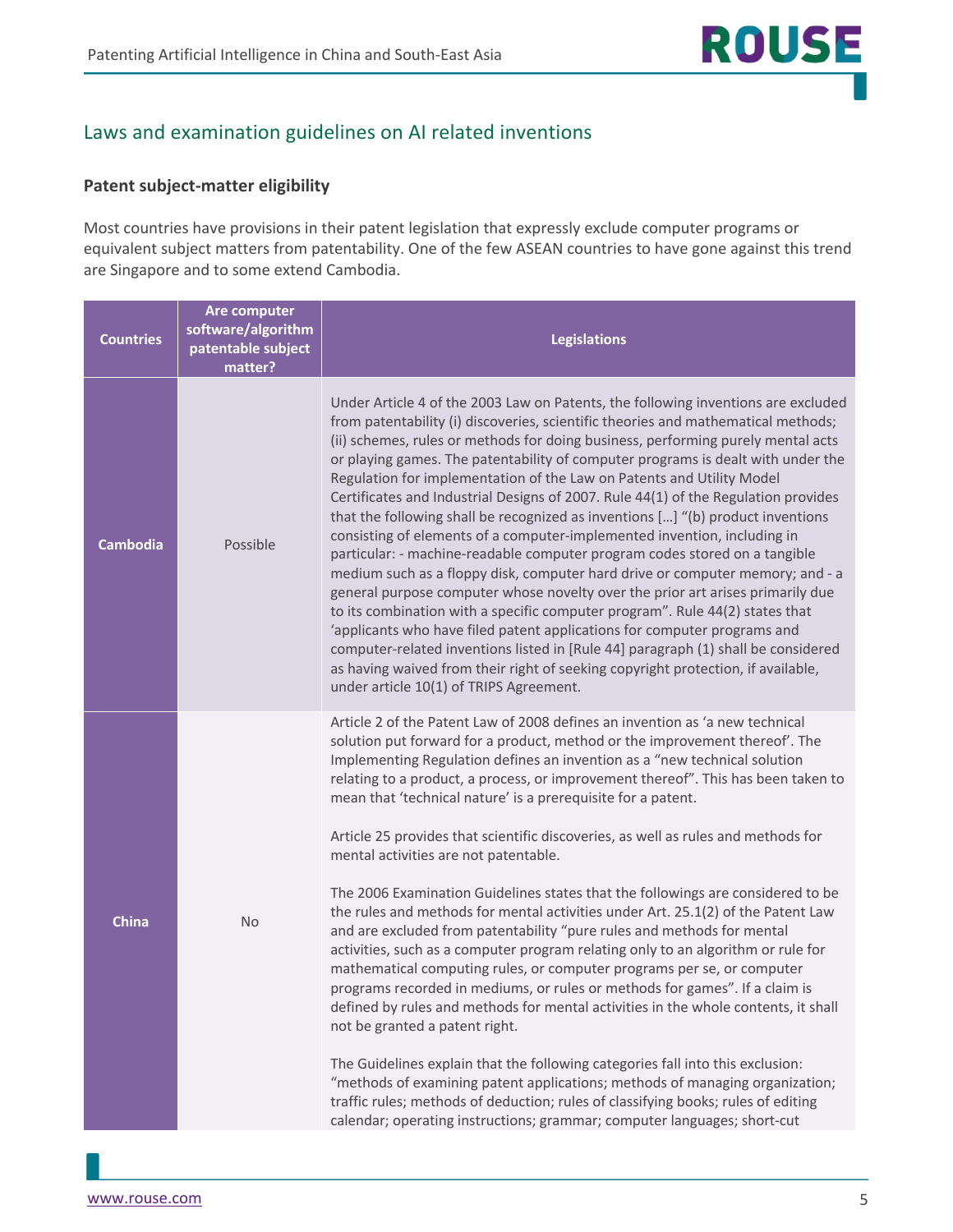## Laws and examination guidelines on AI related inventions

### Patent subject-matter eligibility

Most countries have provisions in their patent legislation that expressly exclude computer programs or equivalent subject matters from patentability. One of the few ASEAN countries to have gone against this trend are Singapore and to some extend Cambodia.

| Countries | Are computer software/algorithm patentable subject matter? | Legislations |
|---|---|---|
| **Cambodia** | Possible | Under Article 4 of the 2003 Law on Patents, the following inventions are excluded from patentability (i) discoveries, scientific theories and mathematical methods; (ii) schemes, rules or methods for doing business, performing purely mental acts or playing games. The patentability of computer programs is dealt with under the Regulation for implementation of the Law on Patents and Utility Model Certificates and Industrial Designs of 2007. Rule 44(1) of the Regulation provides that the following shall be recognized as inventions […] "(b) product inventions consisting of elements of a computer-implemented invention, including in particular: - machine-readable computer program codes stored on a tangible medium such as a floppy disk, computer hard drive or computer memory; and - a general purpose computer whose novelty over the prior art arises primarily due to its combination with a specific computer program". Rule 44(2) states that 'applicants who have filed patent applications for computer programs and computer-related inventions listed in [Rule 44] paragraph (1) shall be considered as having waived from their right of seeking copyright protection, if available, under article 10(1) of TRIPS Agreement. |
| **China** | No | Article 2 of the Patent Law of 2008 defines an invention as 'a new technical solution put forward for a product, method or the improvement thereof'. The Implementing Regulation defines an invention as a "new technical solution relating to a product, a process, or improvement thereof". This has been taken to mean that 'technical nature' is a prerequisite for a patent.<br><br>Article 25 provides that scientific discoveries, as well as rules and methods for mental activities are not patentable.<br><br>The 2006 Examination Guidelines states that the followings are considered to be the rules and methods for mental activities under Art. 25.1(2) of the Patent Law and are excluded from patentability "pure rules and methods for mental activities, such as a computer program relating only to an algorithm or rule for mathematical computing rules, or computer programs per se, or computer programs recorded in mediums, or rules or methods for games". If a claim is defined by rules and methods for mental activities in the whole contents, it shall not be granted a patent right.<br><br>The Guidelines explain that the following categories fall into this exclusion: "methods of examining patent applications; methods of managing organization; traffic rules; methods of deduction; rules of classifying books; rules of editing calendar; operating instructions; grammar; computer languages; short-cut |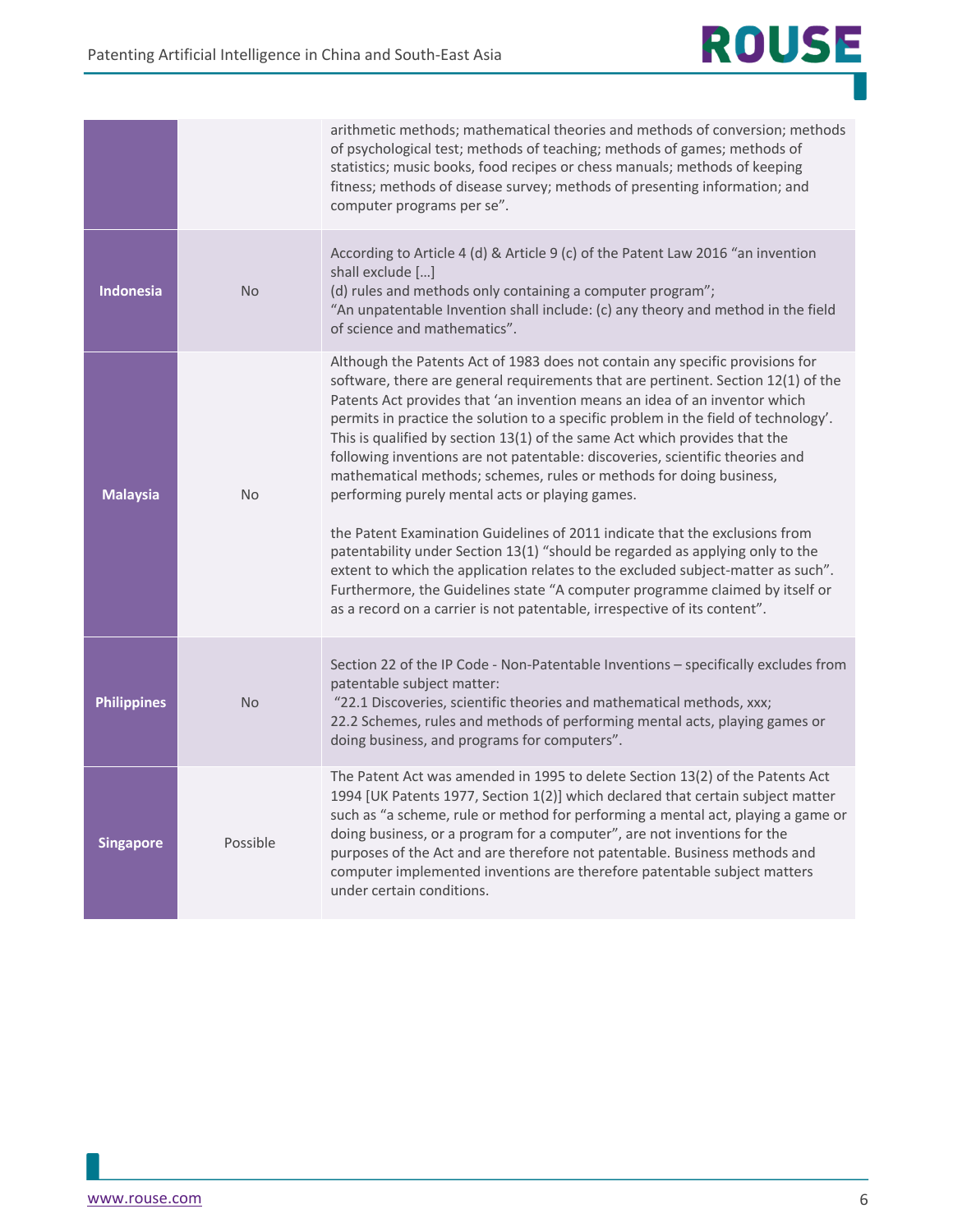| | | |
|---|---|---|
| | | arithmetic methods; mathematical theories and methods of conversion; methods of psychological test; methods of teaching; methods of games; methods of statistics; music books, food recipes or chess manuals; methods of keeping fitness; methods of disease survey; methods of presenting information; and computer programs per se". |
| **Indonesia** | No | According to Article 4 (d) & Article 9 (c) of the Patent Law 2016 "an invention shall exclude […]<br>(d) rules and methods only containing a computer program";<br>"An unpatentable Invention shall include: (c) any theory and method in the field of science and mathematics". |
| **Malaysia** | No | Although the Patents Act of 1983 does not contain any specific provisions for software, there are general requirements that are pertinent. Section 12(1) of the Patents Act provides that 'an invention means an idea of an inventor which permits in practice the solution to a specific problem in the field of technology'. This is qualified by section 13(1) of the same Act which provides that the following inventions are not patentable: discoveries, scientific theories and mathematical methods; schemes, rules or methods for doing business, performing purely mental acts or playing games.<br><br>the Patent Examination Guidelines of 2011 indicate that the exclusions from patentability under Section 13(1) "should be regarded as applying only to the extent to which the application relates to the excluded subject-matter as such". Furthermore, the Guidelines state "A computer programme claimed by itself or as a record on a carrier is not patentable, irrespective of its content". |
| **Philippines** | No | Section 22 of the IP Code - Non-Patentable Inventions – specifically excludes from patentable subject matter:<br>"22.1 Discoveries, scientific theories and mathematical methods, xxx;<br>22.2 Schemes, rules and methods of performing mental acts, playing games or doing business, and programs for computers". |
| **Singapore** | Possible | The Patent Act was amended in 1995 to delete Section 13(2) of the Patents Act 1994 [UK Patents 1977, Section 1(2)] which declared that certain subject matter such as "a scheme, rule or method for performing a mental act, playing a game or doing business, or a program for a computer", are not inventions for the purposes of the Act and are therefore not patentable. Business methods and computer implemented inventions are therefore patentable subject matters under certain conditions. |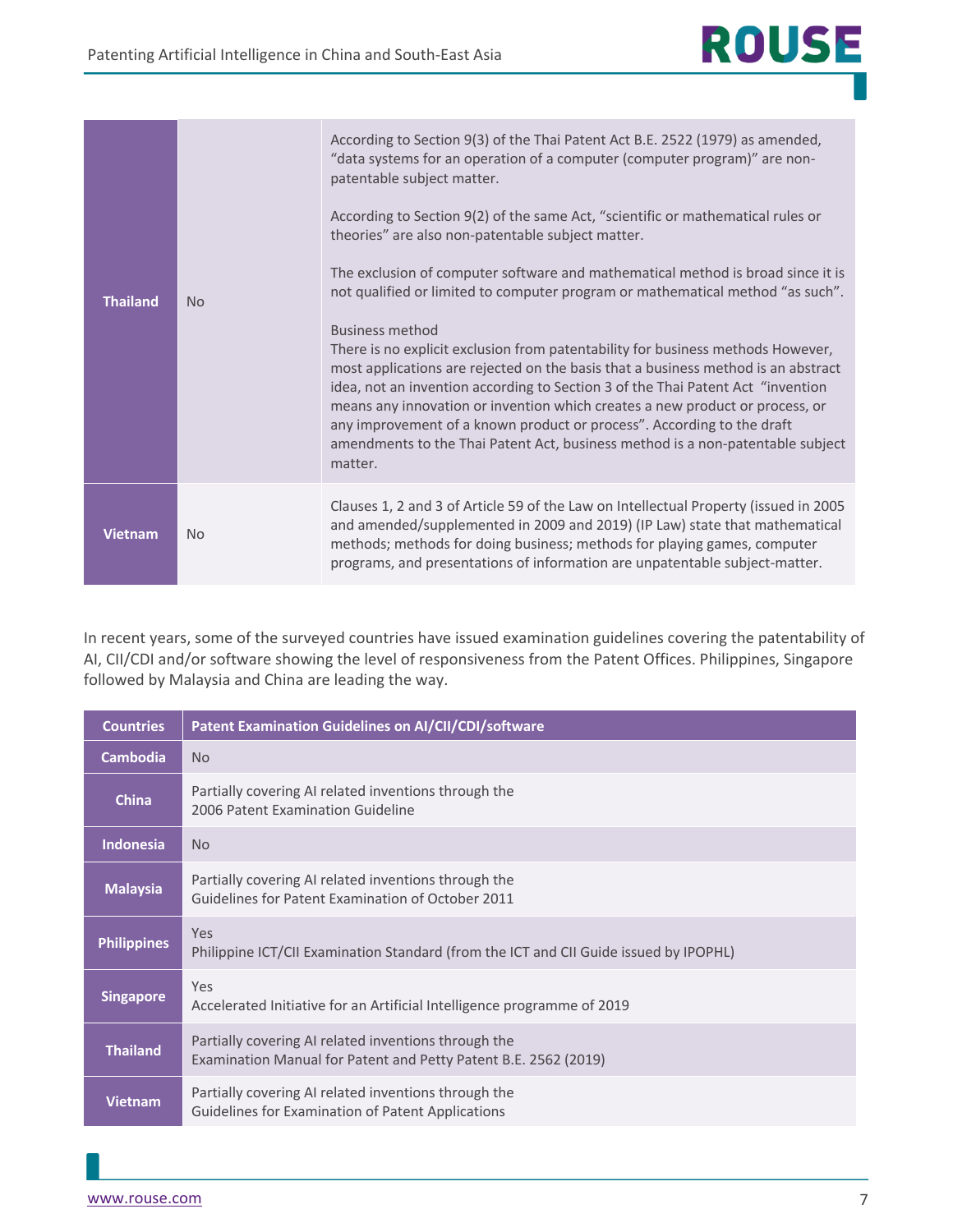| | | |
|---|---|---|
| **Thailand** | No | According to Section 9(3) of the Thai Patent Act B.E. 2522 (1979) as amended, "data systems for an operation of a computer (computer program)" are non-patentable subject matter.<br><br>According to Section 9(2) of the same Act, "scientific or mathematical rules or theories" are also non-patentable subject matter.<br><br>The exclusion of computer software and mathematical method is broad since it is not qualified or limited to computer program or mathematical method "as such".<br><br>Business method<br>There is no explicit exclusion from patentability for business methods However, most applications are rejected on the basis that a business method is an abstract idea, not an invention according to Section 3 of the Thai Patent Act "invention means any innovation or invention which creates a new product or process, or any improvement of a known product or process". According to the draft amendments to the Thai Patent Act, business method is a non-patentable subject matter. |
| **Vietnam** | No | Clauses 1, 2 and 3 of Article 59 of the Law on Intellectual Property (issued in 2005 and amended/supplemented in 2009 and 2019) (IP Law) state that mathematical methods; methods for doing business; methods for playing games, computer programs, and presentations of information are unpatentable subject-matter. |

In recent years, some of the surveyed countries have issued examination guidelines covering the patentability of AI, CII/CDI and/or software showing the level of responsiveness from the Patent Offices. Philippines, Singapore followed by Malaysia and China are leading the way.

| Countries | Patent Examination Guidelines on AI/CII/CDI/software |
|---|---|
| **Cambodia** | No |
| **China** | Partially covering AI related inventions through the 2006 Patent Examination Guideline |
| **Indonesia** | No |
| **Malaysia** | Partially covering AI related inventions through the Guidelines for Patent Examination of October 2011 |
| **Philippines** | Yes<br>Philippine ICT/CII Examination Standard (from the ICT and CII Guide issued by IPOPHL) |
| **Singapore** | Yes<br>Accelerated Initiative for an Artificial Intelligence programme of 2019 |
| **Thailand** | Partially covering AI related inventions through the Examination Manual for Patent and Petty Patent B.E. 2562 (2019) |
| **Vietnam** | Partially covering AI related inventions through the Guidelines for Examination of Patent Applications |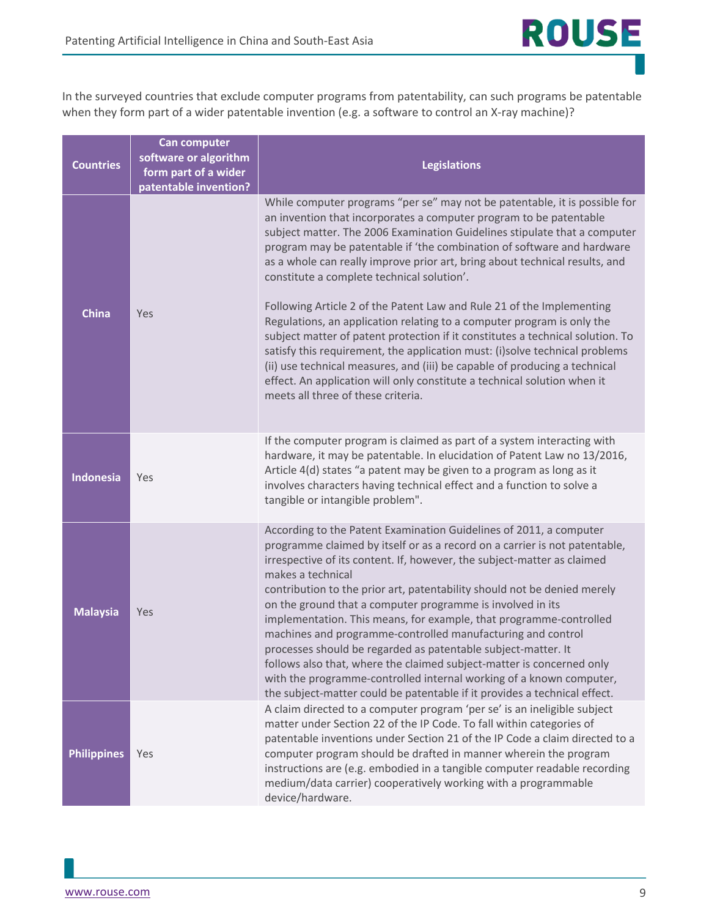In the surveyed countries that exclude computer programs from patentability, can such programs be patentable when they form part of a wider patentable invention (e.g. a software to control an X-ray machine)?

| Countries | Can computer software or algorithm form part of a wider patentable invention? | Legislations |
|---|---|---|
| **China** | Yes | While computer programs "per se" may not be patentable, it is possible for an invention that incorporates a computer program to be patentable subject matter. The 2006 Examination Guidelines stipulate that a computer program may be patentable if 'the combination of software and hardware as a whole can really improve prior art, bring about technical results, and constitute a complete technical solution'.<br><br>Following Article 2 of the Patent Law and Rule 21 of the Implementing Regulations, an application relating to a computer program is only the subject matter of patent protection if it constitutes a technical solution. To satisfy this requirement, the application must: (i)solve technical problems (ii) use technical measures, and (iii) be capable of producing a technical effect. An application will only constitute a technical solution when it meets all three of these criteria. |
| **Indonesia** | Yes | If the computer program is claimed as part of a system interacting with hardware, it may be patentable. In elucidation of Patent Law no 13/2016, Article 4(d) states "a patent may be given to a program as long as it involves characters having technical effect and a function to solve a tangible or intangible problem". |
| **Malaysia** | Yes | According to the Patent Examination Guidelines of 2011, a computer programme claimed by itself or as a record on a carrier is not patentable, irrespective of its content. If, however, the subject-matter as claimed makes a technical contribution to the prior art, patentability should not be denied merely on the ground that a computer programme is involved in its implementation. This means, for example, that programme-controlled machines and programme-controlled manufacturing and control processes should be regarded as patentable subject-matter. It follows also that, where the claimed subject-matter is concerned only with the programme-controlled internal working of a known computer, the subject-matter could be patentable if it provides a technical effect. |
| **Philippines** | Yes | A claim directed to a computer program 'per se' is an ineligible subject matter under Section 22 of the IP Code. To fall within categories of patentable inventions under Section 21 of the IP Code a claim directed to a computer program should be drafted in manner wherein the program instructions are (e.g. embodied in a tangible computer readable recording medium/data carrier) cooperatively working with a programmable device/hardware. |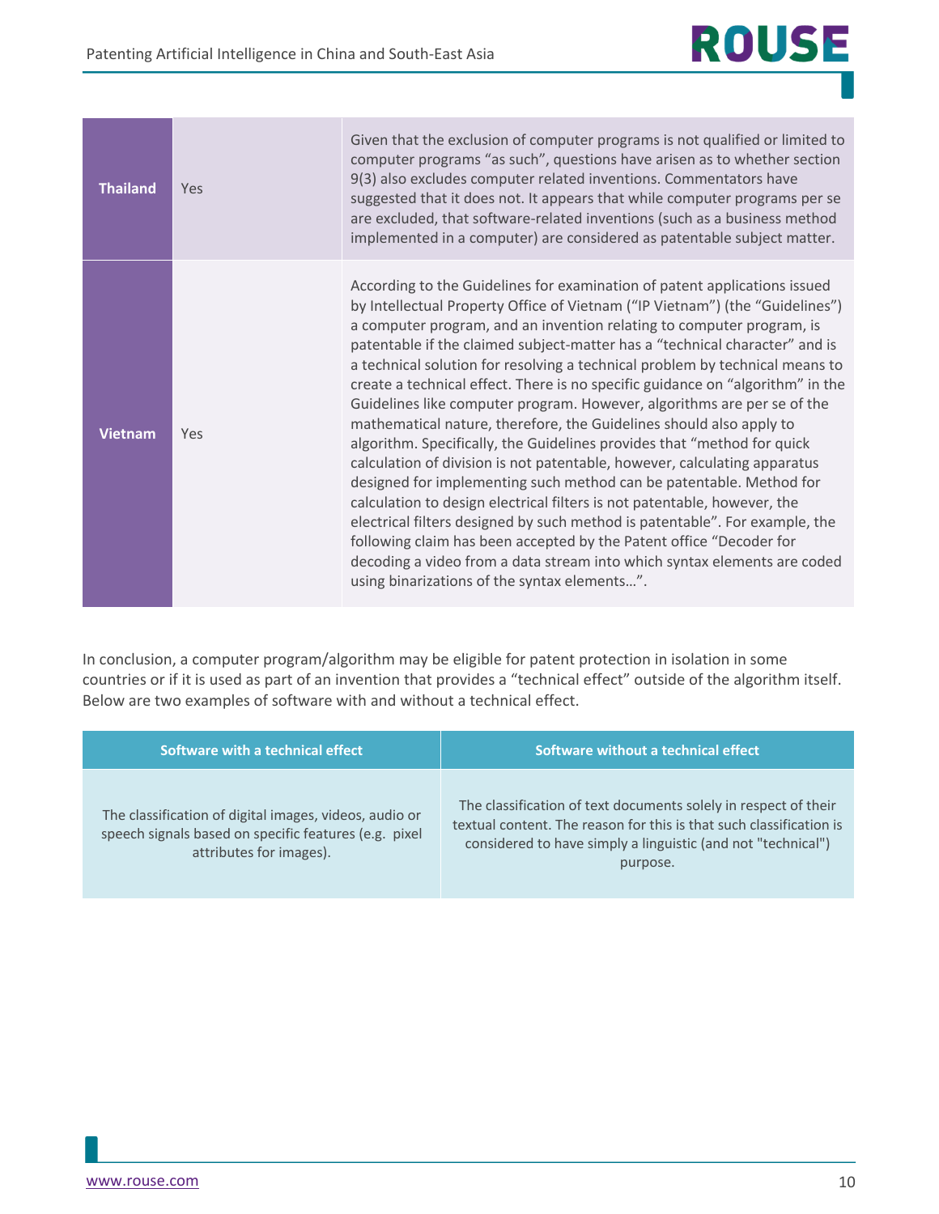| | | |
|---|---|---|
| **Thailand** | Yes | Given that the exclusion of computer programs is not qualified or limited to computer programs "as such", questions have arisen as to whether section 9(3) also excludes computer related inventions. Commentators have suggested that it does not. It appears that while computer programs per se are excluded, that software-related inventions (such as a business method implemented in a computer) are considered as patentable subject matter. |
| **Vietnam** | Yes | According to the Guidelines for examination of patent applications issued by Intellectual Property Office of Vietnam ("IP Vietnam") (the "Guidelines") a computer program, and an invention relating to computer program, is patentable if the claimed subject-matter has a "technical character" and is a technical solution for resolving a technical problem by technical means to create a technical effect. There is no specific guidance on "algorithm" in the Guidelines like computer program. However, algorithms are per se of the mathematical nature, therefore, the Guidelines should also apply to algorithm. Specifically, the Guidelines provides that "method for quick calculation of division is not patentable, however, calculating apparatus designed for implementing such method can be patentable. Method for calculation to design electrical filters is not patentable, however, the electrical filters designed by such method is patentable". For example, the following claim has been accepted by the Patent office "Decoder for decoding a video from a data stream into which syntax elements are coded using binarizations of the syntax elements…". |

In conclusion, a computer program/algorithm may be eligible for patent protection in isolation in some countries or if it is used as part of an invention that provides a "technical effect" outside of the algorithm itself. Below are two examples of software with and without a technical effect.

| Software with a technical effect | Software without a technical effect |
|---|---|
| The classification of digital images, videos, audio or speech signals based on specific features (e.g. pixel attributes for images). | The classification of text documents solely in respect of their textual content. The reason for this is that such classification is considered to have simply a linguistic (and not "technical") purpose. |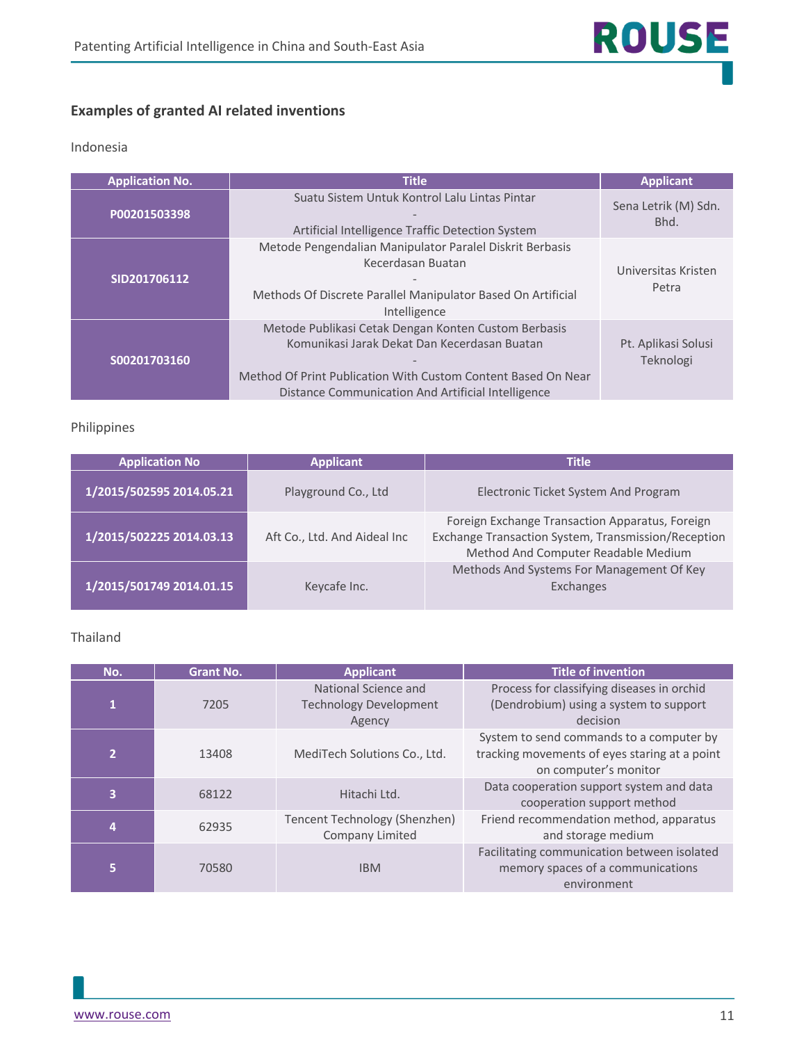### Examples of granted AI related inventions

Indonesia

| Application No. | Title | Applicant |
| --- | --- | --- |
| P00201503398 | Suatu Sistem Untuk Kontrol Lalu Lintas Pintar - Artificial Intelligence Traffic Detection System | Sena Letrik (M) Sdn. Bhd. |
| SID201706112 | Metode Pengendalian Manipulator Paralel Diskrit Berbasis Kecerdasan Buatan - Methods Of Discrete Parallel Manipulator Based On Artificial Intelligence | Universitas Kristen Petra |
| S00201703160 | Metode Publikasi Cetak Dengan Konten Custom Berbasis Komunikasi Jarak Dekat Dan Kecerdasan Buatan - Method Of Print Publication With Custom Content Based On Near Distance Communication And Artificial Intelligence | Pt. Aplikasi Solusi Teknologi |

Philippines

| Application No | Applicant | Title |
| --- | --- | --- |
| 1/2015/502595 2014.05.21 | Playground Co., Ltd | Electronic Ticket System And Program |
| 1/2015/502225 2014.03.13 | Aft Co., Ltd. And Aideal Inc | Foreign Exchange Transaction Apparatus, Foreign Exchange Transaction System, Transmission/Reception Method And Computer Readable Medium |
| 1/2015/501749 2014.01.15 | Keycafe Inc. | Methods And Systems For Management Of Key Exchanges |

Thailand

| No. | Grant No. | Applicant | Title of invention |
| --- | --- | --- | --- |
| 1 | 7205 | National Science and Technology Development Agency | Process for classifying diseases in orchid (Dendrobium) using a system to support decision |
| 2 | 13408 | MediTech Solutions Co., Ltd. | System to send commands to a computer by tracking movements of eyes staring at a point on computer's monitor |
| 3 | 68122 | Hitachi Ltd. | Data cooperation support system and data cooperation support method |
| 4 | 62935 | Tencent Technology (Shenzhen) Company Limited | Friend recommendation method, apparatus and storage medium |
| 5 | 70580 | IBM | Facilitating communication between isolated memory spaces of a communications environment |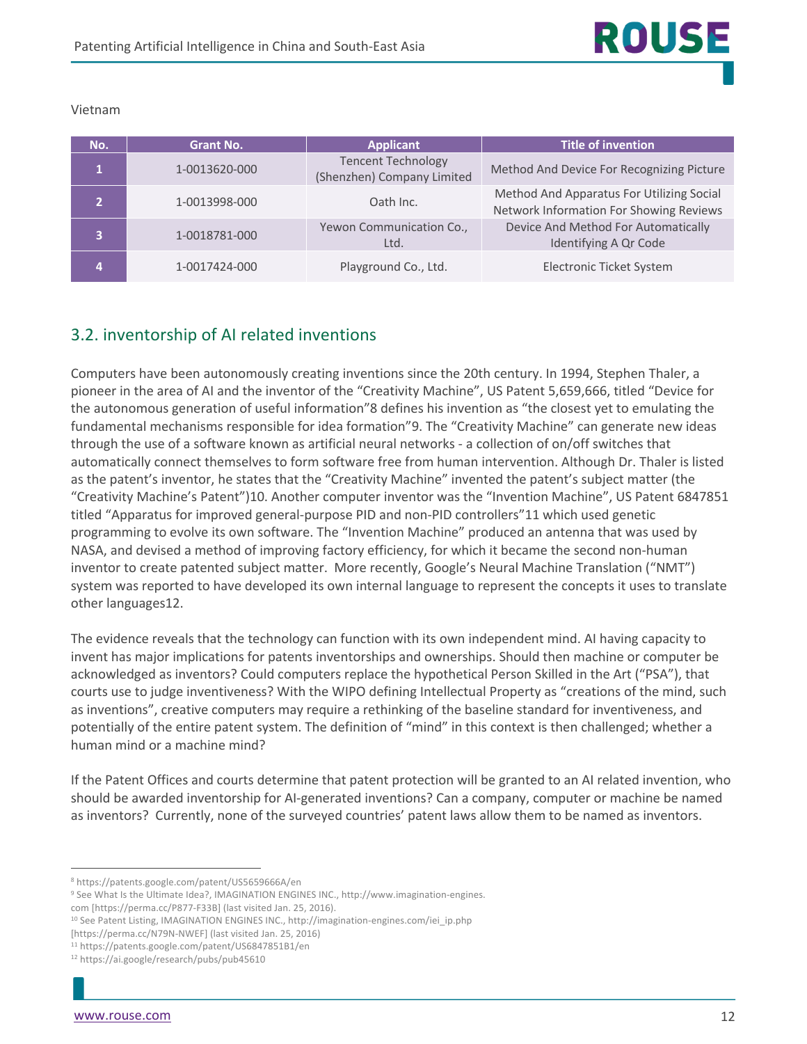Vietnam

| No. | Grant No. | Applicant | Title of invention |
|---|---|---|---|
| 1 | 1-0013620-000 | Tencent Technology (Shenzhen) Company Limited | Method And Device For Recognizing Picture |
| 2 | 1-0013998-000 | Oath Inc. | Method And Apparatus For Utilizing Social Network Information For Showing Reviews |
| 3 | 1-0018781-000 | Yewon Communication Co., Ltd. | Device And Method For Automatically Identifying A Qr Code |
| 4 | 1-0017424-000 | Playground Co., Ltd. | Electronic Ticket System |

## 3.2. inventorship of AI related inventions

Computers have been autonomously creating inventions since the 20th century. In 1994, Stephen Thaler, a pioneer in the area of AI and the inventor of the “Creativity Machine”, US Patent 5,659,666, titled “Device for the autonomous generation of useful information”[8] defines his invention as “the closest yet to emulating the fundamental mechanisms responsible for idea formation”[9]. The “Creativity Machine” can generate new ideas through the use of a software known as artificial neural networks - a collection of on/off switches that automatically connect themselves to form software free from human intervention. Although Dr. Thaler is listed as the patent’s inventor, he states that the “Creativity Machine” invented the patent’s subject matter (the “Creativity Machine’s Patent”)[10]. Another computer inventor was the “Invention Machine”, US Patent 6847851 titled “Apparatus for improved general-purpose PID and non-PID controllers”[11] which used genetic programming to evolve its own software. The “Invention Machine” produced an antenna that was used by NASA, and devised a method of improving factory efficiency, for which it became the second non-human inventor to create patented subject matter. More recently, Google’s Neural Machine Translation (“NMT”) system was reported to have developed its own internal language to represent the concepts it uses to translate other languages[12].

The evidence reveals that the technology can function with its own independent mind. AI having capacity to invent has major implications for patents inventorships and ownerships. Should then machine or computer be acknowledged as inventors? Could computers replace the hypothetical Person Skilled in the Art (“PSA”), that courts use to judge inventiveness? With the WIPO defining Intellectual Property as “creations of the mind, such as inventions”, creative computers may require a rethinking of the baseline standard for inventiveness, and potentially of the entire patent system. The definition of “mind” in this context is then challenged; whether a human mind or a machine mind?

If the Patent Offices and courts determine that patent protection will be granted to an AI related invention, who should be awarded inventorship for AI-generated inventions? Can a company, computer or machine be named as inventors? Currently, none of the surveyed countries’ patent laws allow them to be named as inventors.

---

[8] https://patents.google.com/patent/US5659666A/en

[9] See What Is the Ultimate Idea?, IMAGINATION ENGINES INC., http://www.imagination-engines.com [https://perma.cc/P877-F33B] (last visited Jan. 25, 2016).

[10] See Patent Listing, IMAGINATION ENGINES INC., http://imagination-engines.com/iei_ip.php [https://perma.cc/N79N-NWEF] (last visited Jan. 25, 2016)

[11] https://patents.google.com/patent/US6847851B1/en

[12] https://ai.google/research/pubs/pub45610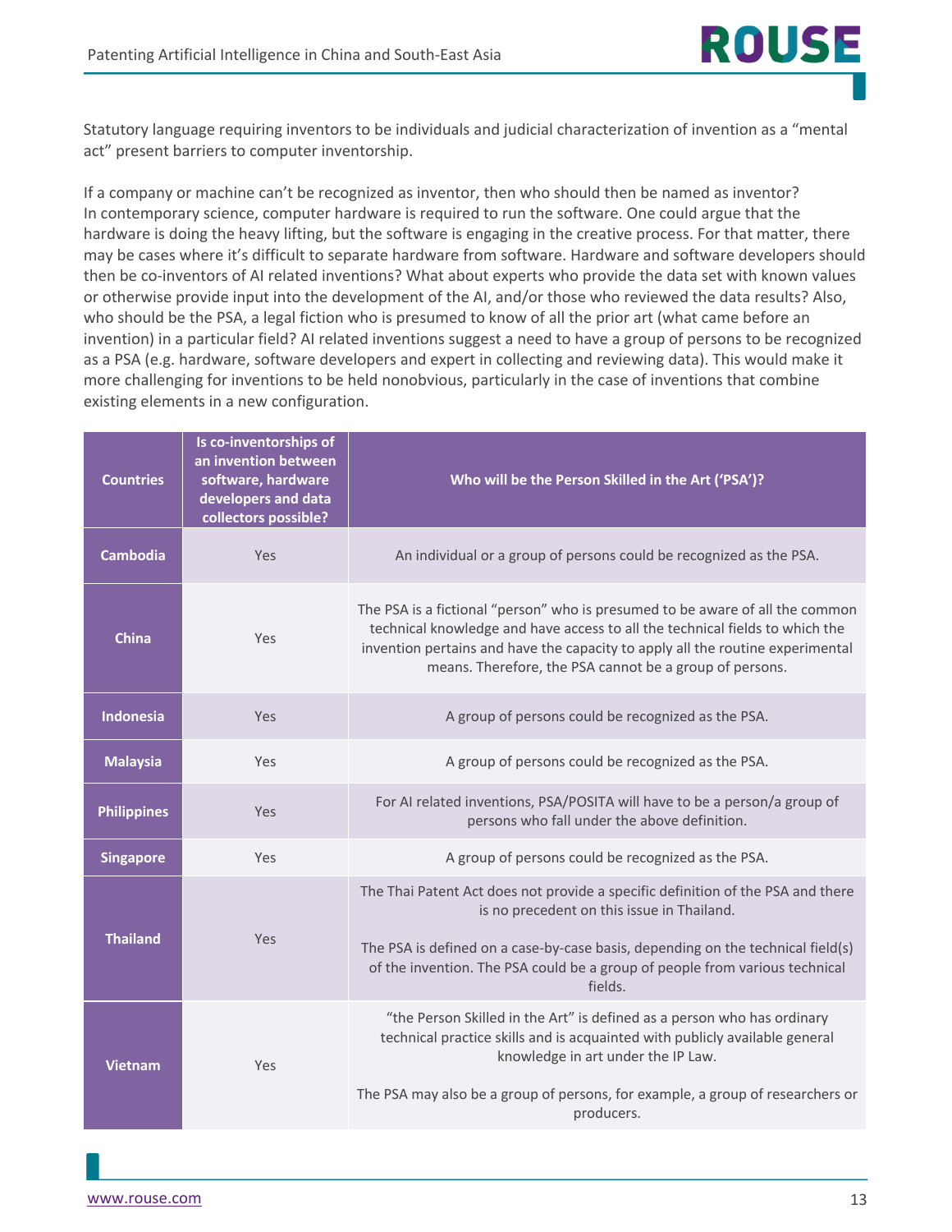Statutory language requiring inventors to be individuals and judicial characterization of invention as a "mental act" present barriers to computer inventorship.

If a company or machine can't be recognized as inventor, then who should then be named as inventor? In contemporary science, computer hardware is required to run the software. One could argue that the hardware is doing the heavy lifting, but the software is engaging in the creative process. For that matter, there may be cases where it's difficult to separate hardware from software. Hardware and software developers should then be co-inventors of AI related inventions? What about experts who provide the data set with known values or otherwise provide input into the development of the AI, and/or those who reviewed the data results? Also, who should be the PSA, a legal fiction who is presumed to know of all the prior art (what came before an invention) in a particular field? AI related inventions suggest a need to have a group of persons to be recognized as a PSA (e.g. hardware, software developers and expert in collecting and reviewing data). This would make it more challenging for inventions to be held nonobvious, particularly in the case of inventions that combine existing elements in a new configuration.

| Countries | Is co-inventorships of an invention between software, hardware developers and data collectors possible? | Who will be the Person Skilled in the Art ('PSA')? |
|---|---|---|
| **Cambodia** | Yes | An individual or a group of persons could be recognized as the PSA. |
| **China** | Yes | The PSA is a fictional "person" who is presumed to be aware of all the common technical knowledge and have access to all the technical fields to which the invention pertains and have the capacity to apply all the routine experimental means. Therefore, the PSA cannot be a group of persons. |
| **Indonesia** | Yes | A group of persons could be recognized as the PSA. |
| **Malaysia** | Yes | A group of persons could be recognized as the PSA. |
| **Philippines** | Yes | For AI related inventions, PSA/POSITA will have to be a person/a group of persons who fall under the above definition. |
| **Singapore** | Yes | A group of persons could be recognized as the PSA. |
| **Thailand** | Yes | The Thai Patent Act does not provide a specific definition of the PSA and there is no precedent on this issue in Thailand.<br><br>The PSA is defined on a case-by-case basis, depending on the technical field(s) of the invention. The PSA could be a group of people from various technical fields. |
| **Vietnam** | Yes | "the Person Skilled in the Art" is defined as a person who has ordinary technical practice skills and is acquainted with publicly available general knowledge in art under the IP Law.<br><br>The PSA may also be a group of persons, for example, a group of researchers or producers. |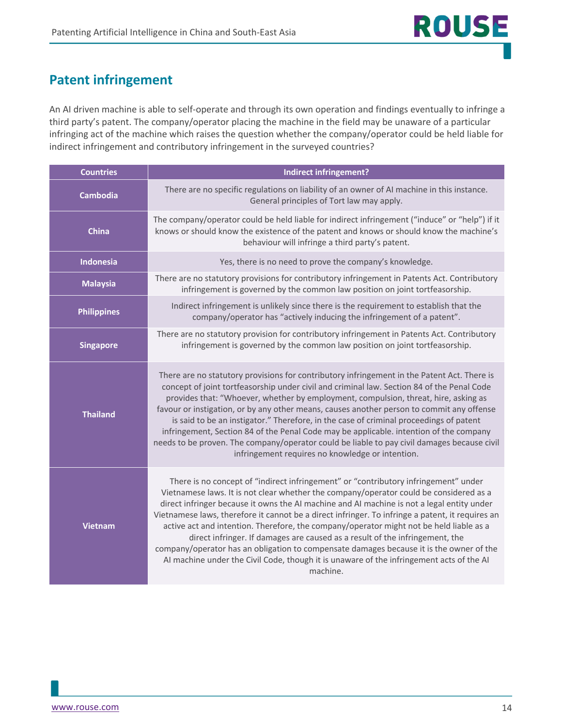## Patent infringement

An AI driven machine is able to self-operate and through its own operation and findings eventually to infringe a third party's patent. The company/operator placing the machine in the field may be unaware of a particular infringing act of the machine which raises the question whether the company/operator could be held liable for indirect infringement and contributory infringement in the surveyed countries?

| Countries | Indirect infringement? |
|---|---|
| Cambodia | There are no specific regulations on liability of an owner of AI machine in this instance. General principles of Tort law may apply. |
| China | The company/operator could be held liable for indirect infringement ("induce" or "help") if it knows or should know the existence of the patent and knows or should know the machine's behaviour will infringe a third party's patent. |
| Indonesia | Yes, there is no need to prove the company's knowledge. |
| Malaysia | There are no statutory provisions for contributory infringement in Patents Act. Contributory infringement is governed by the common law position on joint tortfeasorship. |
| Philippines | Indirect infringement is unlikely since there is the requirement to establish that the company/operator has "actively inducing the infringement of a patent". |
| Singapore | There are no statutory provision for contributory infringement in Patents Act. Contributory infringement is governed by the common law position on joint tortfeasorship. |
| Thailand | There are no statutory provisions for contributory infringement in the Patent Act. There is concept of joint tortfeasorship under civil and criminal law. Section 84 of the Penal Code provides that: "Whoever, whether by employment, compulsion, threat, hire, asking as favour or instigation, or by any other means, causes another person to commit any offense is said to be an instigator." Therefore, in the case of criminal proceedings of patent infringement, Section 84 of the Penal Code may be applicable. intention of the company needs to be proven. The company/operator could be liable to pay civil damages because civil infringement requires no knowledge or intention. |
| Vietnam | There is no concept of "indirect infringement" or "contributory infringement" under Vietnamese laws. It is not clear whether the company/operator could be considered as a direct infringer because it owns the AI machine and AI machine is not a legal entity under Vietnamese laws, therefore it cannot be a direct infringer. To infringe a patent, it requires an active act and intention. Therefore, the company/operator might not be held liable as a direct infringer. If damages are caused as a result of the infringement, the company/operator has an obligation to compensate damages because it is the owner of the AI machine under the Civil Code, though it is unaware of the infringement acts of the AI machine. |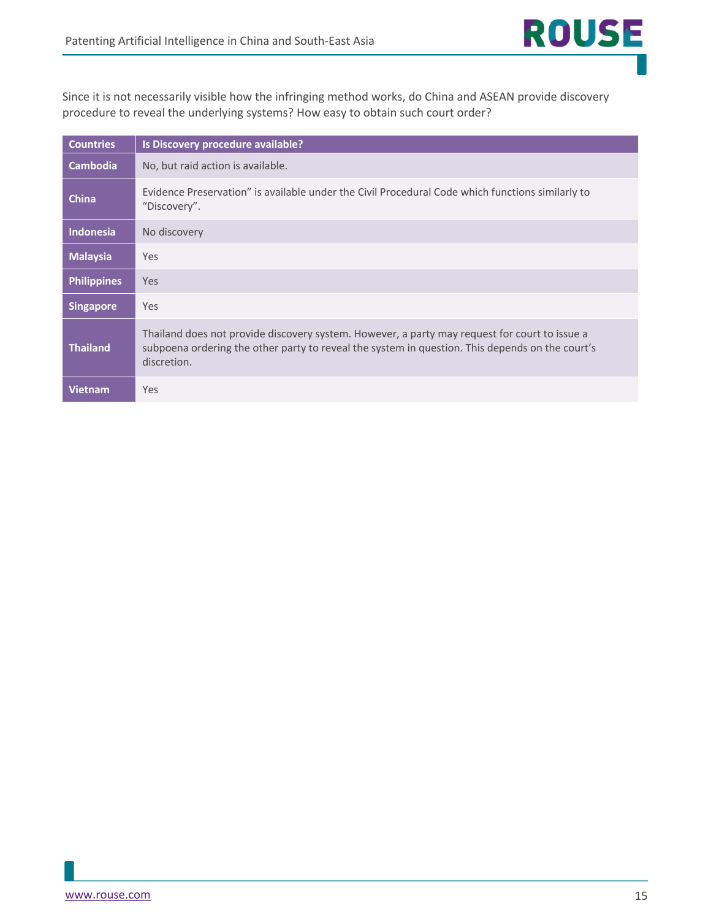Since it is not necessarily visible how the infringing method works, do China and ASEAN provide discovery procedure to reveal the underlying systems? How easy to obtain such court order?

| Countries | Is Discovery procedure available? |
|---|---|
| Cambodia | No, but raid action is available. |
| China | Evidence Preservation" is available under the Civil Procedural Code which functions similarly to "Discovery". |
| Indonesia | No discovery |
| Malaysia | Yes |
| Philippines | Yes |
| Singapore | Yes |
| Thailand | Thailand does not provide discovery system. However, a party may request for court to issue a subpoena ordering the other party to reveal the system in question. This depends on the court's discretion. |
| Vietnam | Yes |